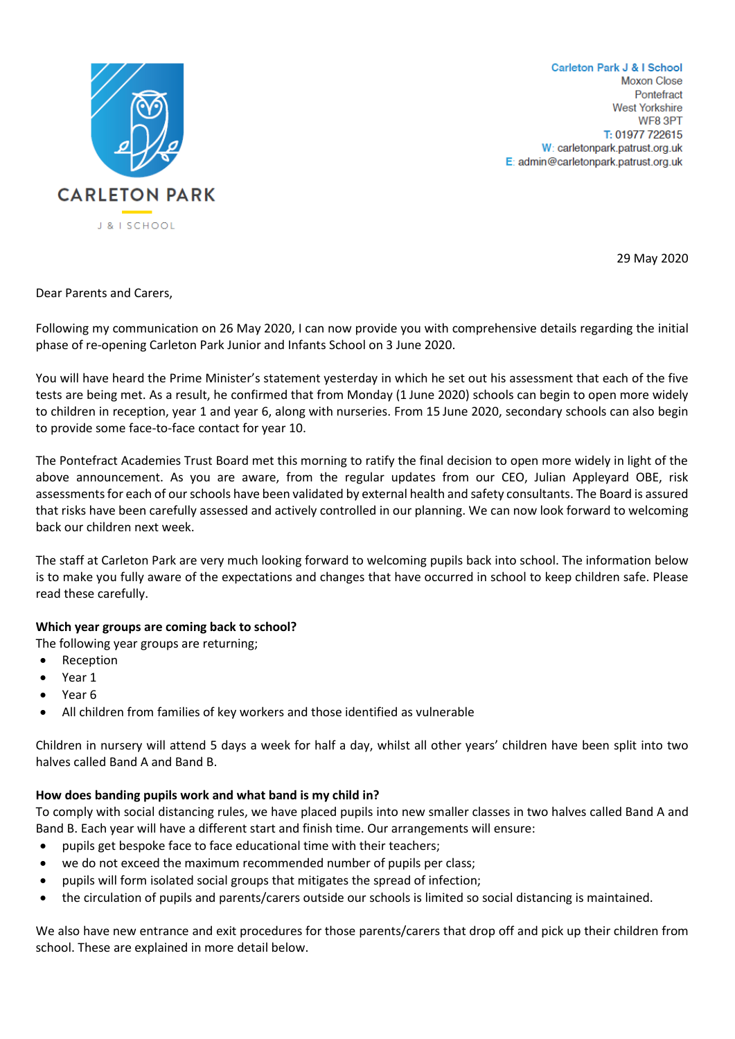CARLETON PARK

J & I SCHOOL

**Carleton Park J & I School**
Moxon Close
Pontefract
West Yorkshire
WF8 3PT
T: 01977 722615
W: carletonpark.patrust.org.uk
E: admin@carletonpark.patrust.org.uk

29 May 2020

Dear Parents and Carers,

Following my communication on 26 May 2020, I can now provide you with comprehensive details regarding the initial phase of re-opening Carleton Park Junior and Infants School on 3 June 2020.

You will have heard the Prime Minister's statement yesterday in which he set out his assessment that each of the five tests are being met. As a result, he confirmed that from Monday (1 June 2020) schools can begin to open more widely to children in reception, year 1 and year 6, along with nurseries. From 15 June 2020, secondary schools can also begin to provide some face-to-face contact for year 10.

The Pontefract Academies Trust Board met this morning to ratify the final decision to open more widely in light of the above announcement. As you are aware, from the regular updates from our CEO, Julian Appleyard OBE, risk assessments for each of our schools have been validated by external health and safety consultants. The Board is assured that risks have been carefully assessed and actively controlled in our planning. We can now look forward to welcoming back our children next week.

The staff at Carleton Park are very much looking forward to welcoming pupils back into school. The information below is to make you fully aware of the expectations and changes that have occurred in school to keep children safe. Please read these carefully.

**Which year groups are coming back to school?**
The following year groups are returning;

- Reception
- Year 1
- Year 6
- All children from families of key workers and those identified as vulnerable

Children in nursery will attend 5 days a week for half a day, whilst all other years' children have been split into two halves called Band A and Band B.

**How does banding pupils work and what band is my child in?**
To comply with social distancing rules, we have placed pupils into new smaller classes in two halves called Band A and Band B. Each year will have a different start and finish time. Our arrangements will ensure:

- pupils get bespoke face to face educational time with their teachers;
- we do not exceed the maximum recommended number of pupils per class;
- pupils will form isolated social groups that mitigates the spread of infection;
- the circulation of pupils and parents/carers outside our schools is limited so social distancing is maintained.

We also have new entrance and exit procedures for those parents/carers that drop off and pick up their children from school. These are explained in more detail below.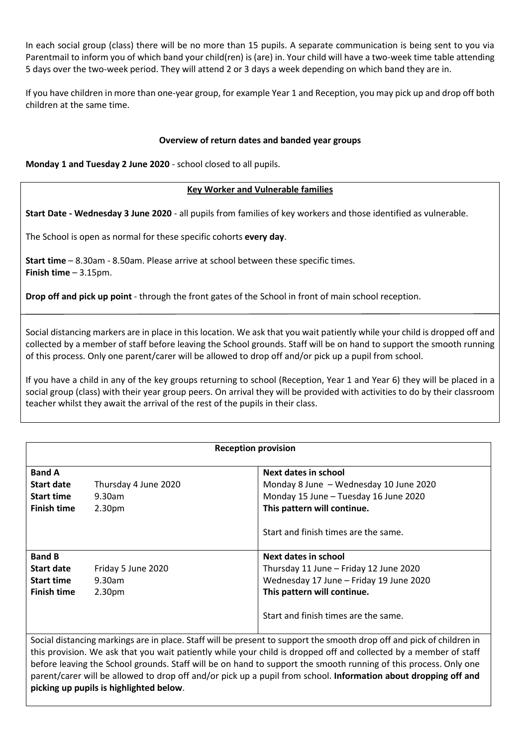In each social group (class) there will be no more than 15 pupils. A separate communication is being sent to you via Parentmail to inform you of which band your child(ren) is (are) in. Your child will have a two-week time table attending 5 days over the two-week period. They will attend 2 or 3 days a week depending on which band they are in.

If you have children in more than one-year group, for example Year 1 and Reception, you may pick up and drop off both children at the same time.

**Overview of return dates and banded year groups**

**Monday 1 and Tuesday 2 June 2020** - school closed to all pupils.

**Key Worker and Vulnerable families**

**Start Date - Wednesday 3 June 2020** - all pupils from families of key workers and those identified as vulnerable.

The School is open as normal for these specific cohorts **every day**.

**Start time** – 8.30am - 8.50am. Please arrive at school between these specific times.
**Finish time** – 3.15pm.

**Drop off and pick up point** - through the front gates of the School in front of main school reception.

Social distancing markers are in place in this location. We ask that you wait patiently while your child is dropped off and collected by a member of staff before leaving the School grounds. Staff will be on hand to support the smooth running of this process. Only one parent/carer will be allowed to drop off and/or pick up a pupil from school.

If you have a child in any of the key groups returning to school (Reception, Year 1 and Year 6) they will be placed in a social group (class) with their year group peers. On arrival they will be provided with activities to do by their classroom teacher whilst they await the arrival of the rest of the pupils in their class.

| **Reception provision** | |
|---|---|
| **Band A**<br>**Start date** Thursday 4 June 2020<br>**Start time** 9.30am<br>**Finish time** 2.30pm | **Next dates in school**<br>Monday 8 June – Wednesday 10 June 2020<br>Monday 15 June – Tuesday 16 June 2020<br>**This pattern will continue.**<br><br>Start and finish times are the same. |
| **Band B**<br>**Start date** Friday 5 June 2020<br>**Start time** 9.30am<br>**Finish time** 2.30pm | **Next dates in school**<br>Thursday 11 June – Friday 12 June 2020<br>Wednesday 17 June – Friday 19 June 2020<br>**This pattern will continue.**<br><br>Start and finish times are the same. |

Social distancing markings are in place. Staff will be present to support the smooth drop off and pick of children in this provision. We ask that you wait patiently while your child is dropped off and collected by a member of staff before leaving the School grounds. Staff will be on hand to support the smooth running of this process. Only one parent/carer will be allowed to drop off and/or pick up a pupil from school. **Information about dropping off and picking up pupils is highlighted below**.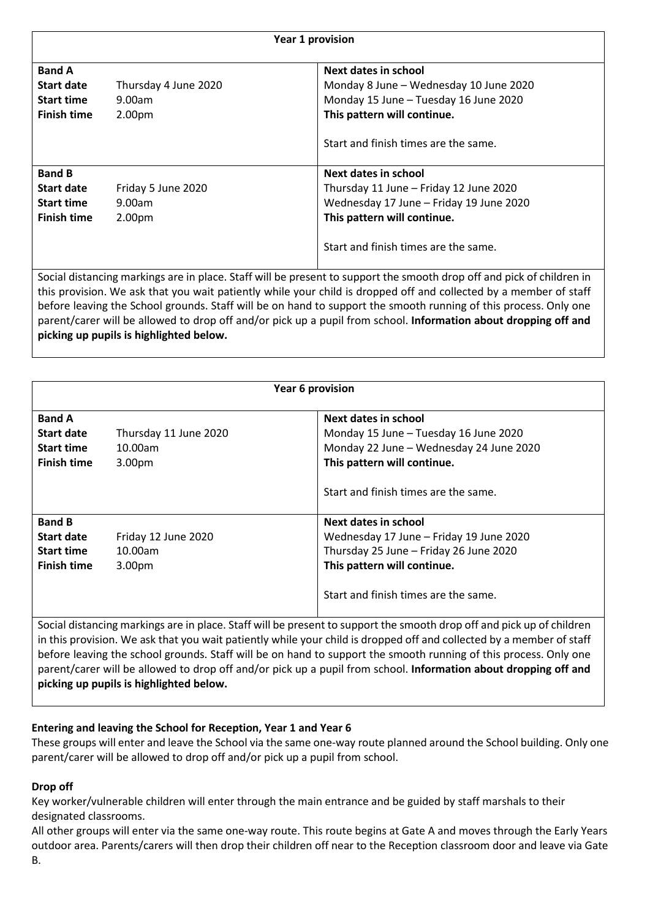| Year 1 provision | | |
|---|---|---|
| **Band A** | | **Next dates in school** |
| **Start date** | Thursday 4 June 2020 | Monday 8 June – Wednesday 10 June 2020 |
| **Start time** | 9.00am | Monday 15 June – Tuesday 16 June 2020 |
| **Finish time** | 2.00pm | **This pattern will continue.**<br><br>Start and finish times are the same. |
| **Band B** | | **Next dates in school** |
| **Start date** | Friday 5 June 2020 | Thursday 11 June – Friday 12 June 2020 |
| **Start time** | 9.00am | Wednesday 17 June – Friday 19 June 2020 |
| **Finish time** | 2.00pm | **This pattern will continue.**<br><br>Start and finish times are the same. |
| Social distancing markings are in place. Staff will be present to support the smooth drop off and pick of children in this provision. We ask that you wait patiently while your child is dropped off and collected by a member of staff before leaving the School grounds. Staff will be on hand to support the smooth running of this process. Only one parent/carer will be allowed to drop off and/or pick up a pupil from school. **Information about dropping off and picking up pupils is highlighted below.** | | |

| Year 6 provision | | |
|---|---|---|
| **Band A** | | **Next dates in school** |
| **Start date** | Thursday 11 June 2020 | Monday 15 June – Tuesday 16 June 2020 |
| **Start time** | 10.00am | Monday 22 June – Wednesday 24 June 2020 |
| **Finish time** | 3.00pm | **This pattern will continue.**<br><br>Start and finish times are the same. |
| **Band B** | | **Next dates in school** |
| **Start date** | Friday 12 June 2020 | Wednesday 17 June – Friday 19 June 2020 |
| **Start time** | 10.00am | Thursday 25 June – Friday 26 June 2020 |
| **Finish time** | 3.00pm | **This pattern will continue.**<br><br>Start and finish times are the same. |
| Social distancing markings are in place. Staff will be present to support the smooth drop off and pick up of children in this provision. We ask that you wait patiently while your child is dropped off and collected by a member of staff before leaving the school grounds. Staff will be on hand to support the smooth running of this process. Only one parent/carer will be allowed to drop off and/or pick up a pupil from school. **Information about dropping off and picking up pupils is highlighted below.** | | |

**Entering and leaving the School for Reception, Year 1 and Year 6**

These groups will enter and leave the School via the same one-way route planned around the School building. Only one parent/carer will be allowed to drop off and/or pick up a pupil from school.

**Drop off**

Key worker/vulnerable children will enter through the main entrance and be guided by staff marshals to their designated classrooms.

All other groups will enter via the same one-way route. This route begins at Gate A and moves through the Early Years outdoor area. Parents/carers will then drop their children off near to the Reception classroom door and leave via Gate B.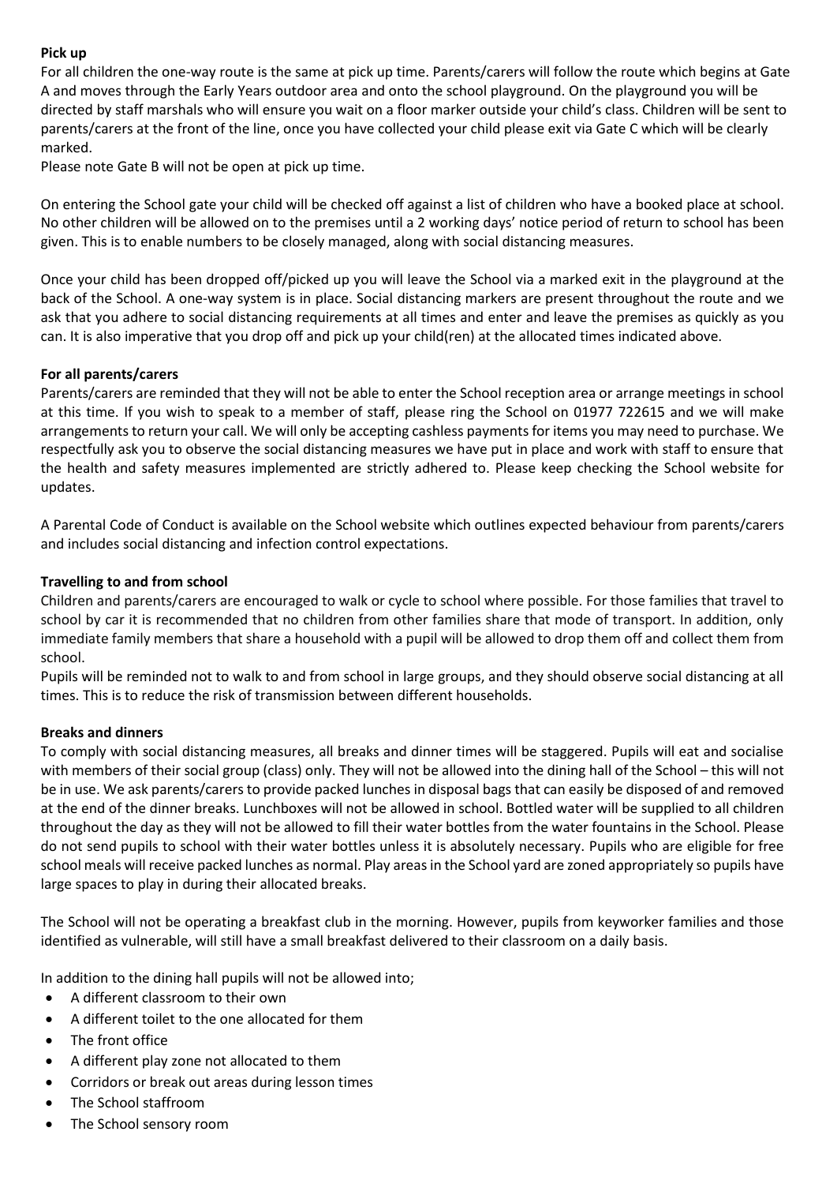**Pick up**

For all children the one-way route is the same at pick up time. Parents/carers will follow the route which begins at Gate A and moves through the Early Years outdoor area and onto the school playground. On the playground you will be directed by staff marshals who will ensure you wait on a floor marker outside your child's class. Children will be sent to parents/carers at the front of the line, once you have collected your child please exit via Gate C which will be clearly marked.

Please note Gate B will not be open at pick up time.

On entering the School gate your child will be checked off against a list of children who have a booked place at school. No other children will be allowed on to the premises until a 2 working days' notice period of return to school has been given. This is to enable numbers to be closely managed, along with social distancing measures.

Once your child has been dropped off/picked up you will leave the School via a marked exit in the playground at the back of the School. A one-way system is in place. Social distancing markers are present throughout the route and we ask that you adhere to social distancing requirements at all times and enter and leave the premises as quickly as you can. It is also imperative that you drop off and pick up your child(ren) at the allocated times indicated above.

**For all parents/carers**

Parents/carers are reminded that they will not be able to enter the School reception area or arrange meetings in school at this time. If you wish to speak to a member of staff, please ring the School on 01977 722615 and we will make arrangements to return your call. We will only be accepting cashless payments for items you may need to purchase. We respectfully ask you to observe the social distancing measures we have put in place and work with staff to ensure that the health and safety measures implemented are strictly adhered to. Please keep checking the School website for updates.

A Parental Code of Conduct is available on the School website which outlines expected behaviour from parents/carers and includes social distancing and infection control expectations.

**Travelling to and from school**

Children and parents/carers are encouraged to walk or cycle to school where possible. For those families that travel to school by car it is recommended that no children from other families share that mode of transport. In addition, only immediate family members that share a household with a pupil will be allowed to drop them off and collect them from school.

Pupils will be reminded not to walk to and from school in large groups, and they should observe social distancing at all times. This is to reduce the risk of transmission between different households.

**Breaks and dinners**

To comply with social distancing measures, all breaks and dinner times will be staggered. Pupils will eat and socialise with members of their social group (class) only. They will not be allowed into the dining hall of the School – this will not be in use. We ask parents/carers to provide packed lunches in disposal bags that can easily be disposed of and removed at the end of the dinner breaks. Lunchboxes will not be allowed in school. Bottled water will be supplied to all children throughout the day as they will not be allowed to fill their water bottles from the water fountains in the School. Please do not send pupils to school with their water bottles unless it is absolutely necessary. Pupils who are eligible for free school meals will receive packed lunches as normal. Play areas in the School yard are zoned appropriately so pupils have large spaces to play in during their allocated breaks.

The School will not be operating a breakfast club in the morning. However, pupils from keyworker families and those identified as vulnerable, will still have a small breakfast delivered to their classroom on a daily basis.

In addition to the dining hall pupils will not be allowed into;

- A different classroom to their own
- A different toilet to the one allocated for them
- The front office
- A different play zone not allocated to them
- Corridors or break out areas during lesson times
- The School staffroom
- The School sensory room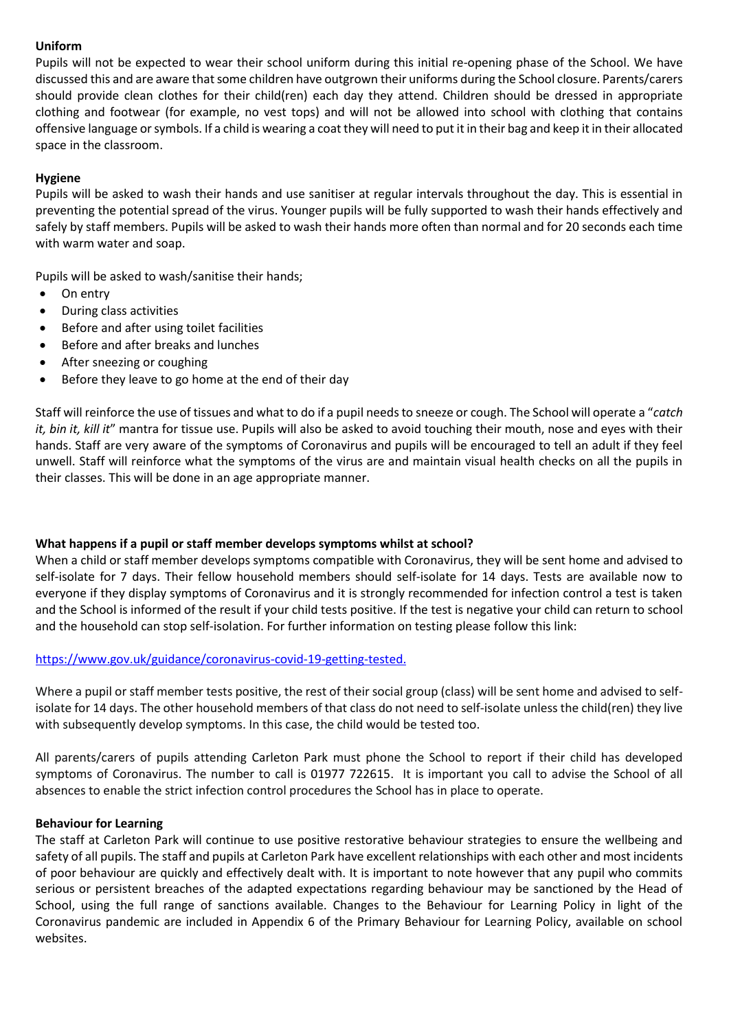**Uniform**

Pupils will not be expected to wear their school uniform during this initial re-opening phase of the School. We have discussed this and are aware that some children have outgrown their uniforms during the School closure. Parents/carers should provide clean clothes for their child(ren) each day they attend. Children should be dressed in appropriate clothing and footwear (for example, no vest tops) and will not be allowed into school with clothing that contains offensive language or symbols. If a child is wearing a coat they will need to put it in their bag and keep it in their allocated space in the classroom.

**Hygiene**

Pupils will be asked to wash their hands and use sanitiser at regular intervals throughout the day. This is essential in preventing the potential spread of the virus. Younger pupils will be fully supported to wash their hands effectively and safely by staff members. Pupils will be asked to wash their hands more often than normal and for 20 seconds each time with warm water and soap.

Pupils will be asked to wash/sanitise their hands;

- On entry
- During class activities
- Before and after using toilet facilities
- Before and after breaks and lunches
- After sneezing or coughing
- Before they leave to go home at the end of their day

Staff will reinforce the use of tissues and what to do if a pupil needs to sneeze or cough. The School will operate a "*catch it, bin it, kill it*" mantra for tissue use. Pupils will also be asked to avoid touching their mouth, nose and eyes with their hands. Staff are very aware of the symptoms of Coronavirus and pupils will be encouraged to tell an adult if they feel unwell. Staff will reinforce what the symptoms of the virus are and maintain visual health checks on all the pupils in their classes. This will be done in an age appropriate manner.

**What happens if a pupil or staff member develops symptoms whilst at school?**

When a child or staff member develops symptoms compatible with Coronavirus, they will be sent home and advised to self-isolate for 7 days. Their fellow household members should self-isolate for 14 days. Tests are available now to everyone if they display symptoms of Coronavirus and it is strongly recommended for infection control a test is taken and the School is informed of the result if your child tests positive. If the test is negative your child can return to school and the household can stop self-isolation. For further information on testing please follow this link:

https://www.gov.uk/guidance/coronavirus-covid-19-getting-tested.

Where a pupil or staff member tests positive, the rest of their social group (class) will be sent home and advised to self-isolate for 14 days. The other household members of that class do not need to self-isolate unless the child(ren) they live with subsequently develop symptoms. In this case, the child would be tested too.

All parents/carers of pupils attending Carleton Park must phone the School to report if their child has developed symptoms of Coronavirus. The number to call is 01977 722615. It is important you call to advise the School of all absences to enable the strict infection control procedures the School has in place to operate.

**Behaviour for Learning**

The staff at Carleton Park will continue to use positive restorative behaviour strategies to ensure the wellbeing and safety of all pupils. The staff and pupils at Carleton Park have excellent relationships with each other and most incidents of poor behaviour are quickly and effectively dealt with. It is important to note however that any pupil who commits serious or persistent breaches of the adapted expectations regarding behaviour may be sanctioned by the Head of School, using the full range of sanctions available. Changes to the Behaviour for Learning Policy in light of the Coronavirus pandemic are included in Appendix 6 of the Primary Behaviour for Learning Policy, available on school websites.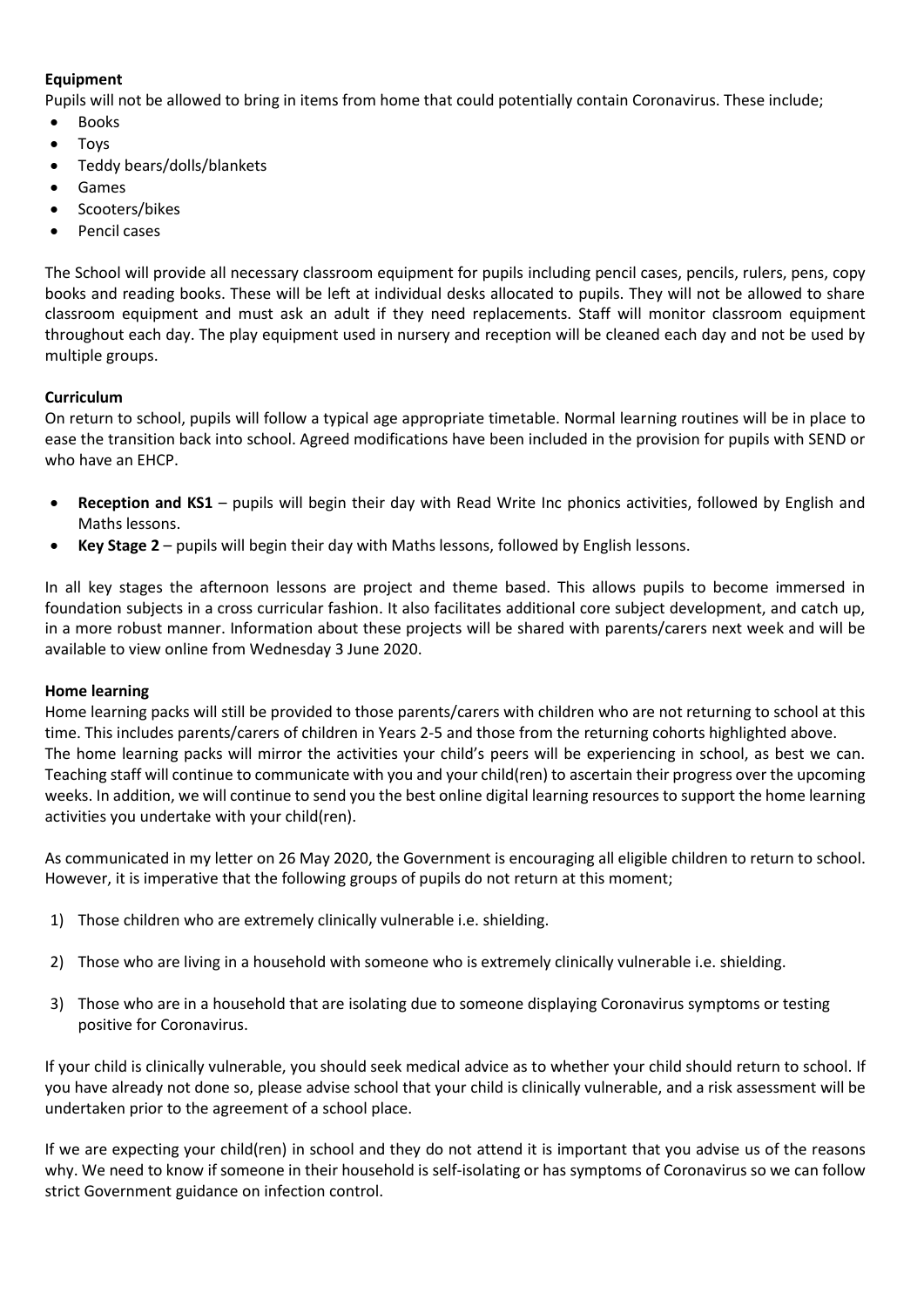**Equipment**

Pupils will not be allowed to bring in items from home that could potentially contain Coronavirus. These include;

- Books
- Toys
- Teddy bears/dolls/blankets
- Games
- Scooters/bikes
- Pencil cases

The School will provide all necessary classroom equipment for pupils including pencil cases, pencils, rulers, pens, copy books and reading books. These will be left at individual desks allocated to pupils. They will not be allowed to share classroom equipment and must ask an adult if they need replacements. Staff will monitor classroom equipment throughout each day. The play equipment used in nursery and reception will be cleaned each day and not be used by multiple groups.

**Curriculum**

On return to school, pupils will follow a typical age appropriate timetable. Normal learning routines will be in place to ease the transition back into school. Agreed modifications have been included in the provision for pupils with SEND or who have an EHCP.

- **Reception and KS1** – pupils will begin their day with Read Write Inc phonics activities, followed by English and Maths lessons.
- **Key Stage 2** – pupils will begin their day with Maths lessons, followed by English lessons.

In all key stages the afternoon lessons are project and theme based. This allows pupils to become immersed in foundation subjects in a cross curricular fashion. It also facilitates additional core subject development, and catch up, in a more robust manner. Information about these projects will be shared with parents/carers next week and will be available to view online from Wednesday 3 June 2020.

**Home learning**

Home learning packs will still be provided to those parents/carers with children who are not returning to school at this time. This includes parents/carers of children in Years 2-5 and those from the returning cohorts highlighted above. The home learning packs will mirror the activities your child's peers will be experiencing in school, as best we can. Teaching staff will continue to communicate with you and your child(ren) to ascertain their progress over the upcoming weeks. In addition, we will continue to send you the best online digital learning resources to support the home learning activities you undertake with your child(ren).

As communicated in my letter on 26 May 2020, the Government is encouraging all eligible children to return to school. However, it is imperative that the following groups of pupils do not return at this moment;

1) Those children who are extremely clinically vulnerable i.e. shielding.
2) Those who are living in a household with someone who is extremely clinically vulnerable i.e. shielding.
3) Those who are in a household that are isolating due to someone displaying Coronavirus symptoms or testing positive for Coronavirus.

If your child is clinically vulnerable, you should seek medical advice as to whether your child should return to school. If you have already not done so, please advise school that your child is clinically vulnerable, and a risk assessment will be undertaken prior to the agreement of a school place.

If we are expecting your child(ren) in school and they do not attend it is important that you advise us of the reasons why. We need to know if someone in their household is self-isolating or has symptoms of Coronavirus so we can follow strict Government guidance on infection control.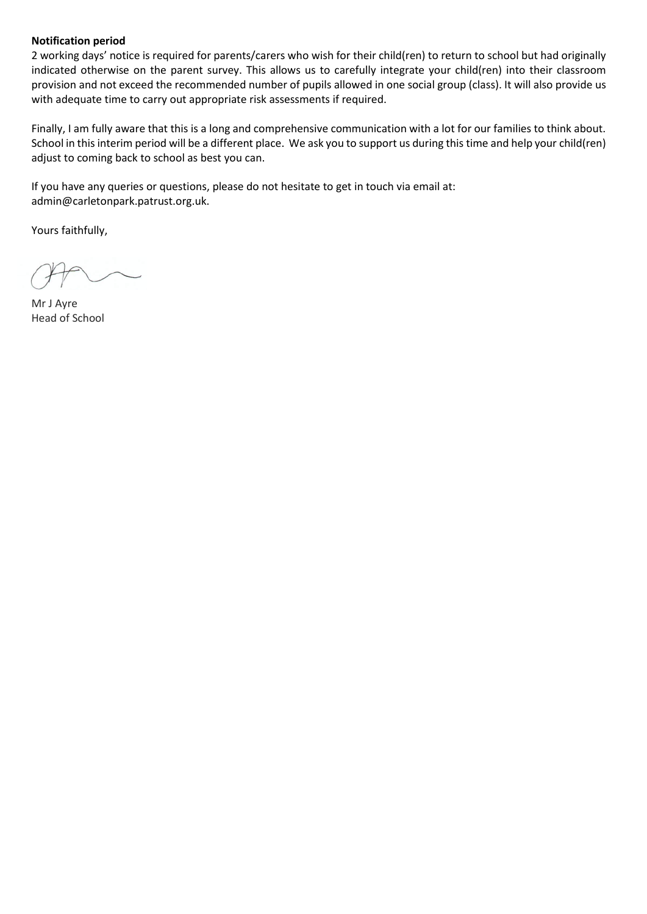**Notification period**

2 working days' notice is required for parents/carers who wish for their child(ren) to return to school but had originally indicated otherwise on the parent survey. This allows us to carefully integrate your child(ren) into their classroom provision and not exceed the recommended number of pupils allowed in one social group (class). It will also provide us with adequate time to carry out appropriate risk assessments if required.

Finally, I am fully aware that this is a long and comprehensive communication with a lot for our families to think about. School in this interim period will be a different place. We ask you to support us during this time and help your child(ren) adjust to coming back to school as best you can.

If you have any queries or questions, please do not hesitate to get in touch via email at: admin@carletonpark.patrust.org.uk.

Yours faithfully,

Mr J Ayre
Head of School